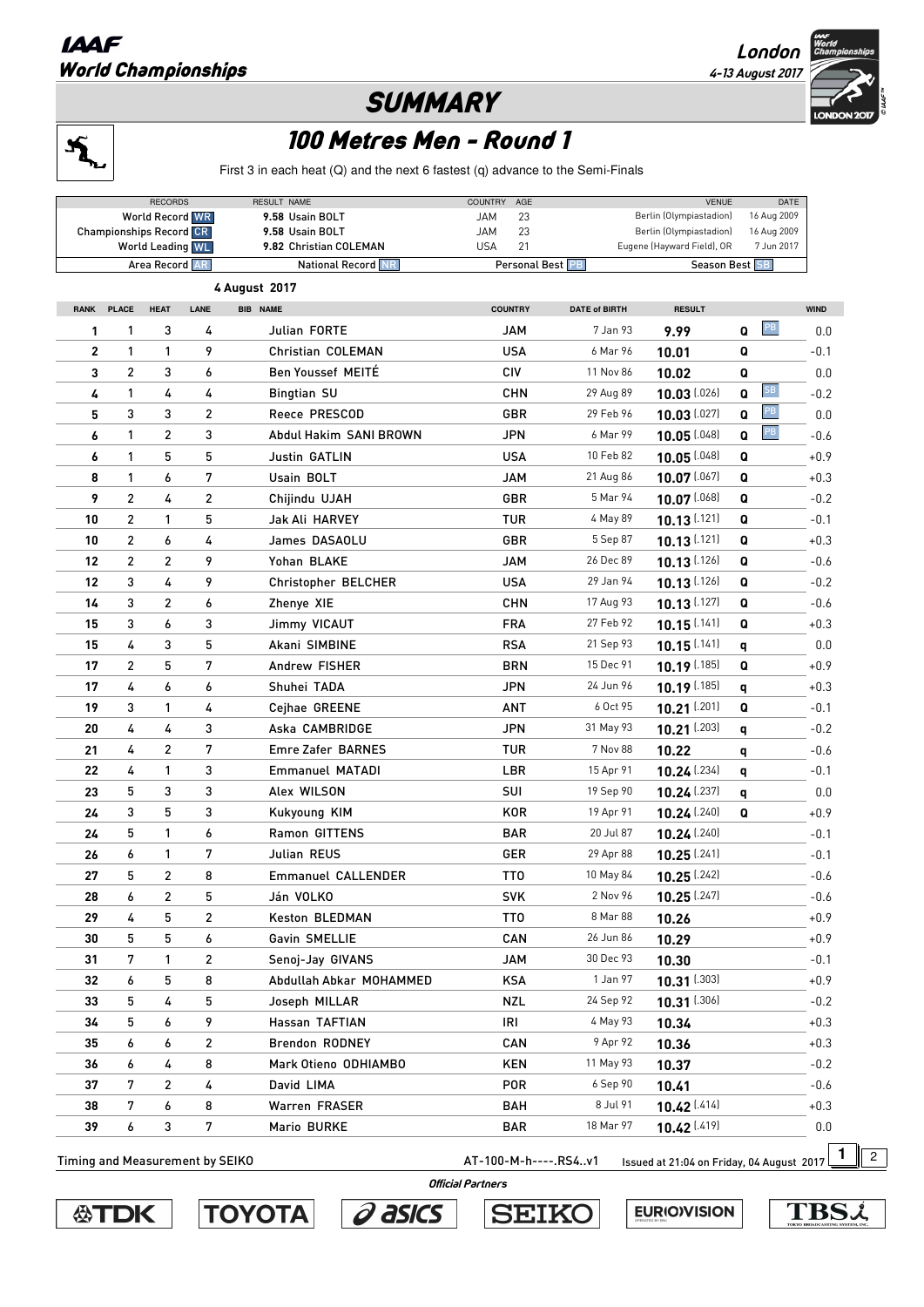**IAAF World Championships** — London 4-13 August 2017

# SUMMARY

## 100 Metres Men - Round 1

First 3 in each heat (Q) and the next 6 fastest (q) advance to the Semi-Finals

| RECORDS | RESULT NAME | COUNTRY | AGE | VENUE | DATE |
|---|---|---|---|---|---|
| World Record WR | 9.58 Usain BOLT | JAM | 23 | Berlin (Olympiastadion) | 16 Aug 2009 |
| Championships Record CR | 9.58 Usain BOLT | JAM | 23 | Berlin (Olympiastadion) | 16 Aug 2009 |
| World Leading WL | 9.82 Christian COLEMAN | USA | 21 | Eugene (Hayward Field), OR | 7 Jun 2017 |

Area Record AR | National Record NR | Personal Best PB | Season Best SB

**4 August 2017**

| RANK | PLACE | HEAT | LANE | BIB | NAME | COUNTRY | DATE of BIRTH | RESULT | | | WIND |
|---|---|---|---|---|---|---|---|---|---|---|---|
| 1 | 1 | 3 | 4 | | Julian FORTE | JAM | 7 Jan 93 | 9.99 | Q | PB | 0.0 |
| 2 | 1 | 1 | 9 | | Christian COLEMAN | USA | 6 Mar 96 | 10.01 | Q | | -0.1 |
| 3 | 2 | 3 | 6 | | Ben Youssef MEITÉ | CIV | 11 Nov 86 | 10.02 | Q | | 0.0 |
| 4 | 1 | 4 | 4 | | Bingtian SU | CHN | 29 Aug 89 | 10.03 (.026) | Q | SB | -0.2 |
| 5 | 3 | 3 | 2 | | Reece PRESCOD | GBR | 29 Feb 96 | 10.03 (.027) | Q | PB | 0.0 |
| 6 | 1 | 2 | 3 | | Abdul Hakim SANI BROWN | JPN | 6 Mar 99 | 10.05 (.048) | Q | PB | -0.6 |
| 6 | 1 | 5 | 5 | | Justin GATLIN | USA | 10 Feb 82 | 10.05 (.048) | Q | | +0.9 |
| 8 | 1 | 6 | 7 | | Usain BOLT | JAM | 21 Aug 86 | 10.07 (.067) | Q | | +0.3 |
| 9 | 2 | 4 | 2 | | Chijindu UJAH | GBR | 5 Mar 94 | 10.07 (.068) | Q | | -0.2 |
| 10 | 2 | 1 | 5 | | Jak Ali HARVEY | TUR | 4 May 89 | 10.13 (.121) | Q | | -0.1 |
| 10 | 2 | 6 | 4 | | James DASAOLU | GBR | 5 Sep 87 | 10.13 (.121) | Q | | +0.3 |
| 12 | 2 | 2 | 9 | | Yohan BLAKE | JAM | 26 Dec 89 | 10.13 (.126) | Q | | -0.6 |
| 12 | 3 | 4 | 9 | | Christopher BELCHER | USA | 29 Jan 94 | 10.13 (.126) | Q | | -0.2 |
| 14 | 3 | 2 | 6 | | Zhenye XIE | CHN | 17 Aug 93 | 10.13 (.127) | Q | | -0.6 |
| 15 | 3 | 6 | 3 | | Jimmy VICAUT | FRA | 27 Feb 92 | 10.15 (.141) | Q | | +0.3 |
| 15 | 4 | 3 | 5 | | Akani SIMBINE | RSA | 21 Sep 93 | 10.15 (.141) | q | | 0.0 |
| 17 | 2 | 5 | 7 | | Andrew FISHER | BRN | 15 Dec 91 | 10.19 (.185) | Q | | +0.9 |
| 17 | 4 | 6 | 6 | | Shuhei TADA | JPN | 24 Jun 96 | 10.19 (.185) | q | | +0.3 |
| 19 | 3 | 1 | 4 | | Cejhae GREENE | ANT | 6 Oct 95 | 10.21 (.201) | Q | | -0.1 |
| 20 | 4 | 4 | 3 | | Aska CAMBRIDGE | JPN | 31 May 93 | 10.21 (.203) | q | | -0.2 |
| 21 | 4 | 2 | 7 | | Emre Zafer BARNES | TUR | 7 Nov 88 | 10.22 | q | | -0.6 |
| 22 | 4 | 1 | 3 | | Emmanuel MATADI | LBR | 15 Apr 91 | 10.24 (.234) | q | | -0.1 |
| 23 | 5 | 3 | 3 | | Alex WILSON | SUI | 19 Sep 90 | 10.24 (.237) | q | | 0.0 |
| 24 | 3 | 5 | 3 | | Kukyoung KIM | KOR | 19 Apr 91 | 10.24 (.240) | Q | | +0.9 |
| 24 | 5 | 1 | 6 | | Ramon GITTENS | BAR | 20 Jul 87 | 10.24 (.240) | | | -0.1 |
| 26 | 6 | 1 | 7 | | Julian REUS | GER | 29 Apr 88 | 10.25 (.241) | | | -0.1 |
| 27 | 5 | 2 | 8 | | Emmanuel CALLENDER | TTO | 10 May 84 | 10.25 (.242) | | | -0.6 |
| 28 | 6 | 2 | 5 | | Ján VOLKO | SVK | 2 Nov 96 | 10.25 (.247) | | | -0.6 |
| 29 | 4 | 5 | 2 | | Keston BLEDMAN | TTO | 8 Mar 88 | 10.26 | | | +0.9 |
| 30 | 5 | 5 | 6 | | Gavin SMELLIE | CAN | 26 Jun 86 | 10.29 | | | +0.9 |
| 31 | 7 | 1 | 2 | | Senoj-Jay GIVANS | JAM | 30 Dec 93 | 10.30 | | | -0.1 |
| 32 | 6 | 5 | 8 | | Abdullah Abkar MOHAMMED | KSA | 1 Jan 97 | 10.31 (.303) | | | +0.9 |
| 33 | 5 | 4 | 5 | | Joseph MILLAR | NZL | 24 Sep 92 | 10.31 (.306) | | | -0.2 |
| 34 | 5 | 6 | 9 | | Hassan TAFTIAN | IRI | 4 May 93 | 10.34 | | | +0.3 |
| 35 | 6 | 6 | 2 | | Brendon RODNEY | CAN | 9 Apr 92 | 10.36 | | | +0.3 |
| 36 | 6 | 4 | 8 | | Mark Otieno ODHIAMBO | KEN | 11 May 93 | 10.37 | | | -0.2 |
| 37 | 7 | 2 | 4 | | David LIMA | POR | 6 Sep 90 | 10.41 | | | -0.6 |
| 38 | 7 | 6 | 8 | | Warren FRASER | BAH | 8 Jul 91 | 10.42 (.414) | | | +0.3 |
| 39 | 6 | 3 | 7 | | Mario BURKE | BAR | 18 Mar 97 | 10.42 (.419) | | | 0.0 |

Timing and Measurement by SEIKO — AT-100-M-h----.RS4..v1 — Issued at 21:04 on Friday, 04 August 2017

**Official Partners**: TDK, TOYOTA, asics, SEIKO, EUROVISION, TBS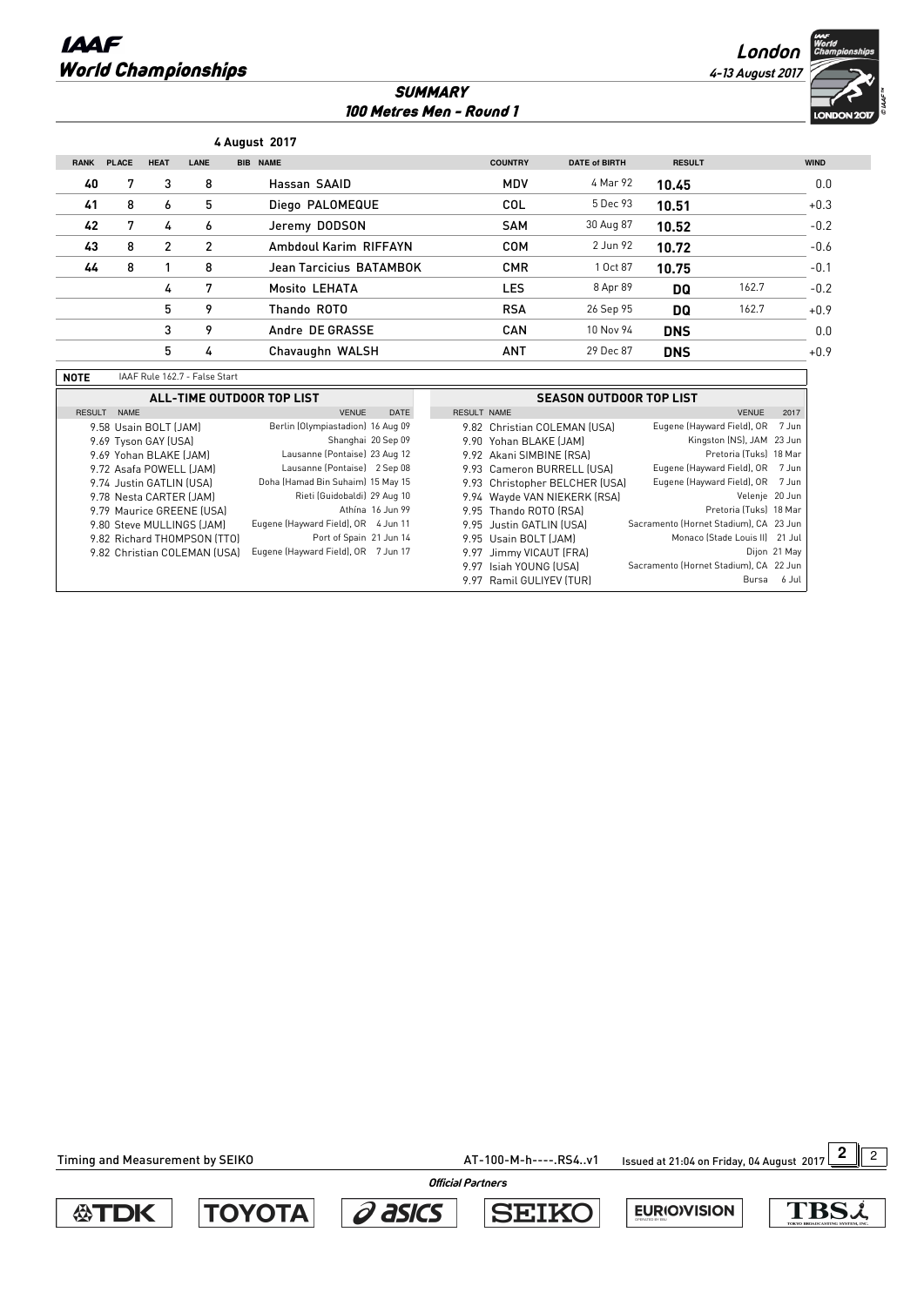# SUMMARY

## 100 Metres Men - Round 1

**4 August 2017**

| RANK | PLACE | HEAT | LANE | BIB | NAME | COUNTRY | DATE of BIRTH | RESULT | | WIND |
|---|---|---|---|---|---|---|---|---|---|---|
| 40 | 7 | 3 | 8 | | Hassan SAAID | MDV | 4 Mar 92 | **10.45** | | 0.0 |
| 41 | 8 | 6 | 5 | | Diego PALOMEQUE | COL | 5 Dec 93 | **10.51** | | +0.3 |
| 42 | 7 | 4 | 6 | | Jeremy DODSON | SAM | 30 Aug 87 | **10.52** | | -0.2 |
| 43 | 8 | 2 | 2 | | Ambdoul Karim RIFFAYN | COM | 2 Jun 92 | **10.72** | | -0.6 |
| 44 | 8 | 1 | 8 | | Jean Tarcicius BATAMBOK | CMR | 1 Oct 87 | **10.75** | | -0.1 |
| | | 4 | 7 | | Mosito LEHATA | LES | 8 Apr 89 | **DQ** | 162.7 | -0.2 |
| | | 5 | 9 | | Thando ROTO | RSA | 26 Sep 95 | **DQ** | 162.7 | +0.9 |
| | | 3 | 9 | | Andre DE GRASSE | CAN | 10 Nov 94 | **DNS** | | 0.0 |
| | | 5 | 4 | | Chavaughn WALSH | ANT | 29 Dec 87 | **DNS** | | +0.9 |

**NOTE** IAAF Rule 162.7 - False Start

### ALL-TIME OUTDOOR TOP LIST

| RESULT | NAME | VENUE | DATE |
|---|---|---|---|
| 9.58 | Usain BOLT (JAM) | Berlin (Olympiastadion) | 16 Aug 09 |
| 9.69 | Tyson GAY (USA) | Shanghai | 20 Sep 09 |
| 9.69 | Yohan BLAKE (JAM) | Lausanne (Pontaise) | 23 Aug 12 |
| 9.72 | Asafa POWELL (JAM) | Lausanne (Pontaise) | 2 Sep 08 |
| 9.74 | Justin GATLIN (USA) | Doha (Hamad Bin Suhaim) | 15 May 15 |
| 9.78 | Nesta CARTER (JAM) | Rieti (Guidobaldi) | 29 Aug 10 |
| 9.79 | Maurice GREENE (USA) | Athína | 16 Jun 99 |
| 9.80 | Steve MULLINGS (JAM) | Eugene (Hayward Field), OR | 4 Jun 11 |
| 9.82 | Richard THOMPSON (TTO) | Port of Spain | 21 Jun 14 |
| 9.82 | Christian COLEMAN (USA) | Eugene (Hayward Field), OR | 7 Jun 17 |

### SEASON OUTDOOR TOP LIST

| RESULT | NAME | VENUE | 2017 |
|---|---|---|---|
| 9.82 | Christian COLEMAN (USA) | Eugene (Hayward Field), OR | 7 Jun |
| 9.90 | Yohan BLAKE (JAM) | Kingston (NS), JAM | 23 Jun |
| 9.92 | Akani SIMBINE (RSA) | Pretoria (Tuks) | 18 Mar |
| 9.93 | Cameron BURRELL (USA) | Eugene (Hayward Field), OR | 7 Jun |
| 9.93 | Christopher BELCHER (USA) | Eugene (Hayward Field), OR | 7 Jun |
| 9.94 | Wayde VAN NIEKERK (RSA) | Velenje | 20 Jun |
| 9.95 | Thando ROTO (RSA) | Pretoria (Tuks) | 18 Mar |
| 9.95 | Justin GATLIN (USA) | Sacramento (Hornet Stadium), CA | 23 Jun |
| 9.95 | Usain BOLT (JAM) | Monaco (Stade Louis II) | 21 Jul |
| 9.97 | Jimmy VICAUT (FRA) | Dijon | 21 May |
| 9.97 | Isiah YOUNG (USA) | Sacramento (Hornet Stadium), CA | 22 Jun |
| 9.97 | Ramil GULIYEV (TUR) | Bursa | 6 Jul |

Timing and Measurement by SEIKO AT-100-M-h----.RS4..v1 Issued at 21:04 on Friday, 04 August 2017